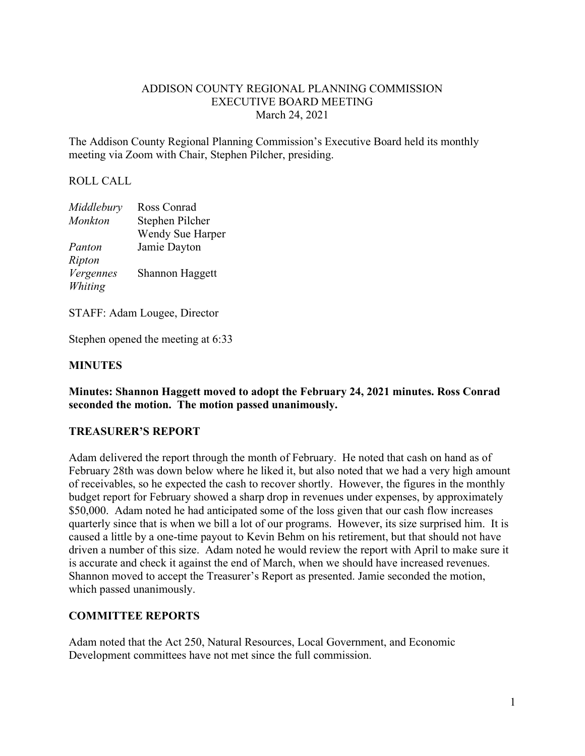ADDISON COUNTY REGIONAL PLANNING COMMISSION
EXECUTIVE BOARD MEETING
March 24, 2021

The Addison County Regional Planning Commission's Executive Board held its monthly meeting via Zoom with Chair, Stephen Pilcher, presiding.

ROLL CALL

| | |
|---|---|
| *Middlebury* | Ross Conrad |
| *Monkton* | Stephen Pilcher |
| | Wendy Sue Harper |
| *Panton* | Jamie Dayton |
| *Ripton* | |
| *Vergennes* | Shannon Haggett |
| *Whiting* | |

STAFF: Adam Lougee, Director

Stephen opened the meeting at 6:33

## MINUTES

**Minutes: Shannon Haggett moved to adopt the February 24, 2021 minutes. Ross Conrad seconded the motion. The motion passed unanimously.**

## TREASURER'S REPORT

Adam delivered the report through the month of February. He noted that cash on hand as of February 28th was down below where he liked it, but also noted that we had a very high amount of receivables, so he expected the cash to recover shortly. However, the figures in the monthly budget report for February showed a sharp drop in revenues under expenses, by approximately \$50,000. Adam noted he had anticipated some of the loss given that our cash flow increases quarterly since that is when we bill a lot of our programs. However, its size surprised him. It is caused a little by a one-time payout to Kevin Behm on his retirement, but that should not have driven a number of this size. Adam noted he would review the report with April to make sure it is accurate and check it against the end of March, when we should have increased revenues. Shannon moved to accept the Treasurer's Report as presented. Jamie seconded the motion, which passed unanimously.

## COMMITTEE REPORTS

Adam noted that the Act 250, Natural Resources, Local Government, and Economic Development committees have not met since the full commission.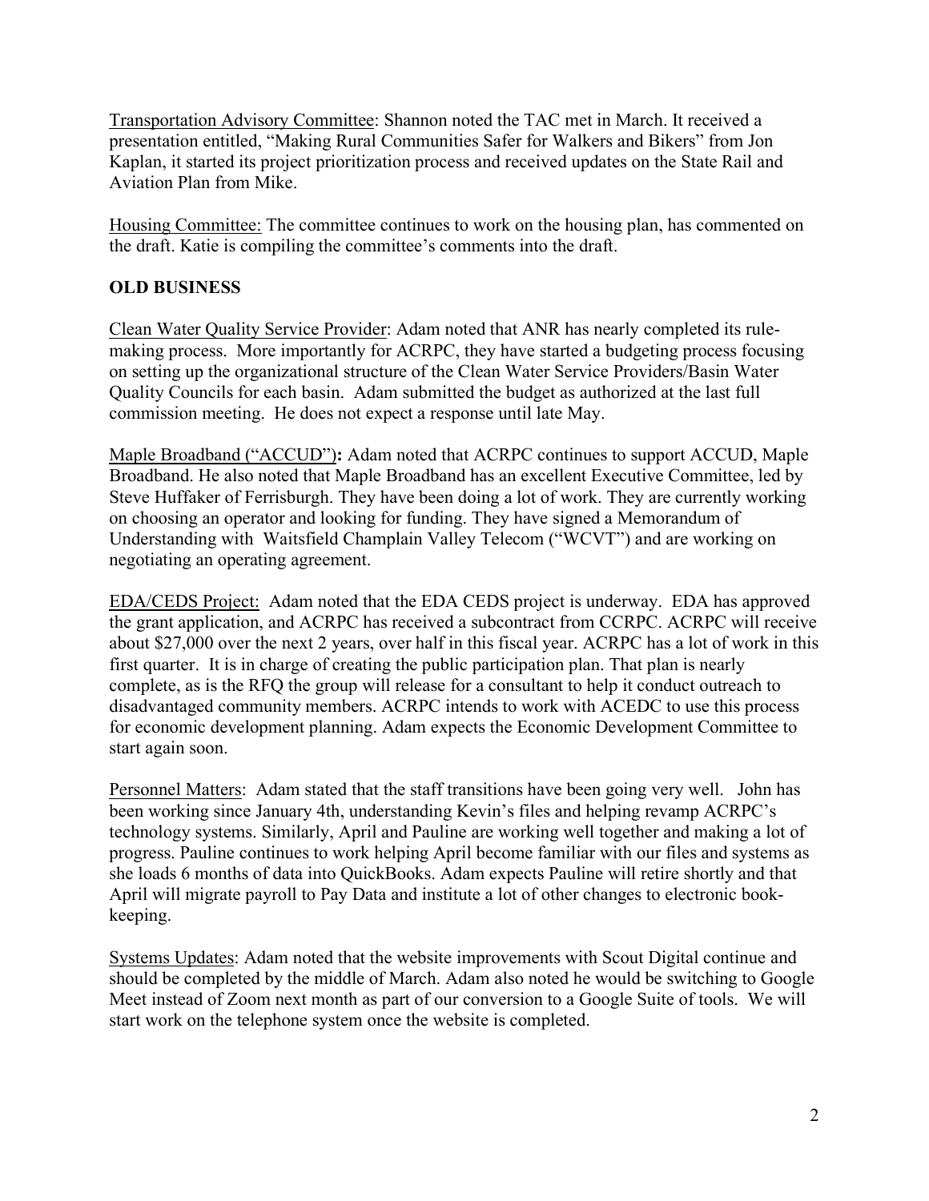<u>Transportation Advisory Committee</u>: Shannon noted the TAC met in March. It received a presentation entitled, "Making Rural Communities Safer for Walkers and Bikers" from Jon Kaplan, it started its project prioritization process and received updates on the State Rail and Aviation Plan from Mike.

<u>Housing Committee:</u> The committee continues to work on the housing plan, has commented on the draft. Katie is compiling the committee's comments into the draft.

## OLD BUSINESS

<u>Clean Water Quality Service Provider</u>: Adam noted that ANR has nearly completed its rule-making process. More importantly for ACRPC, they have started a budgeting process focusing on setting up the organizational structure of the Clean Water Service Providers/Basin Water Quality Councils for each basin. Adam submitted the budget as authorized at the last full commission meeting. He does not expect a response until late May.

<u>Maple Broadband ("ACCUD")</u>**:** Adam noted that ACRPC continues to support ACCUD, Maple Broadband. He also noted that Maple Broadband has an excellent Executive Committee, led by Steve Huffaker of Ferrisburgh. They have been doing a lot of work. They are currently working on choosing an operator and looking for funding. They have signed a Memorandum of Understanding with Waitsfield Champlain Valley Telecom ("WCVT") and are working on negotiating an operating agreement.

<u>EDA/CEDS Project:</u> Adam noted that the EDA CEDS project is underway. EDA has approved the grant application, and ACRPC has received a subcontract from CCRPC. ACRPC will receive about $27,000 over the next 2 years, over half in this fiscal year. ACRPC has a lot of work in this first quarter. It is in charge of creating the public participation plan. That plan is nearly complete, as is the RFQ the group will release for a consultant to help it conduct outreach to disadvantaged community members. ACRPC intends to work with ACEDC to use this process for economic development planning. Adam expects the Economic Development Committee to start again soon.

<u>Personnel Matters</u>: Adam stated that the staff transitions have been going very well. John has been working since January 4th, understanding Kevin's files and helping revamp ACRPC's technology systems. Similarly, April and Pauline are working well together and making a lot of progress. Pauline continues to work helping April become familiar with our files and systems as she loads 6 months of data into QuickBooks. Adam expects Pauline will retire shortly and that April will migrate payroll to Pay Data and institute a lot of other changes to electronic book-keeping.

<u>Systems Updates</u>: Adam noted that the website improvements with Scout Digital continue and should be completed by the middle of March. Adam also noted he would be switching to Google Meet instead of Zoom next month as part of our conversion to a Google Suite of tools. We will start work on the telephone system once the website is completed.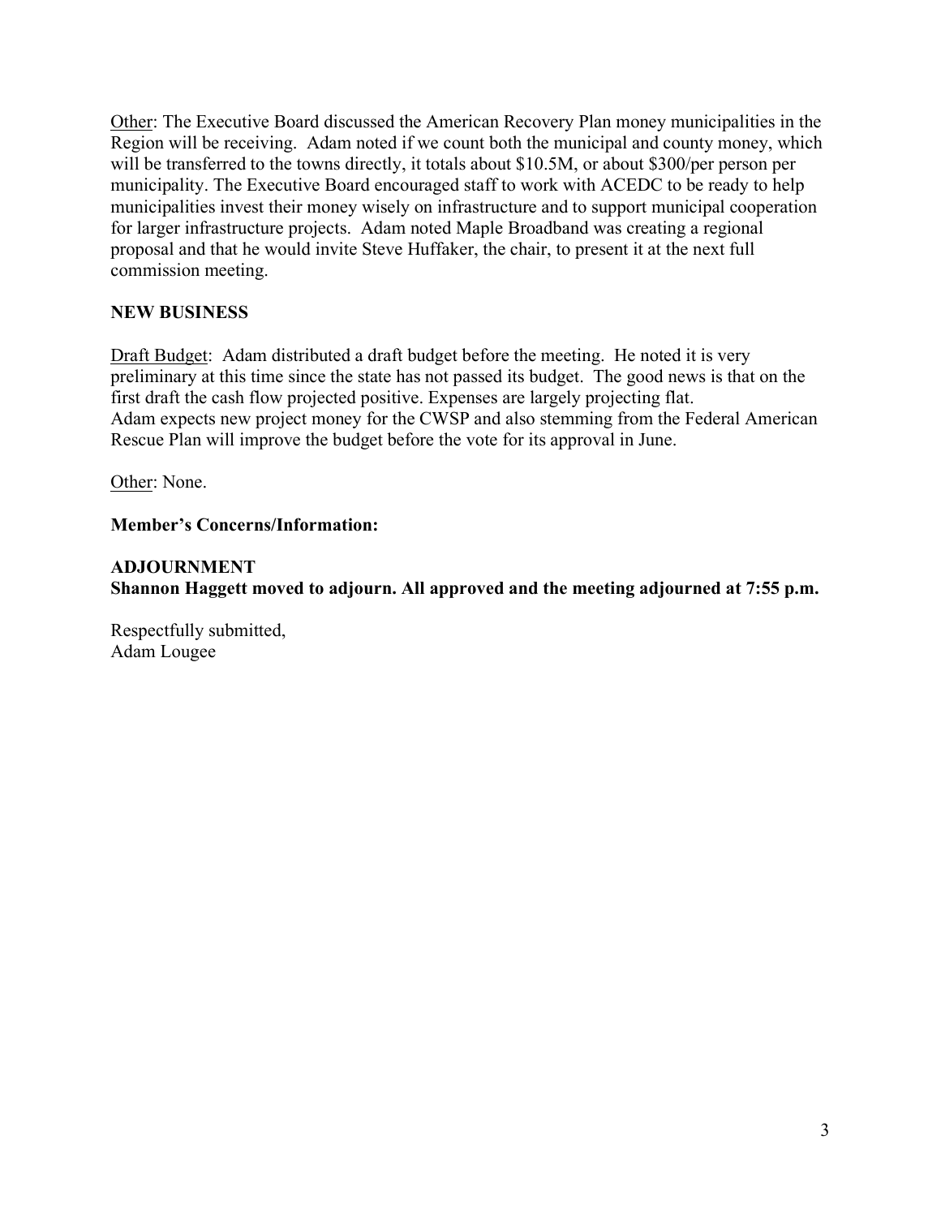Other: The Executive Board discussed the American Recovery Plan money municipalities in the Region will be receiving. Adam noted if we count both the municipal and county money, which will be transferred to the towns directly, it totals about $10.5M, or about $300/per person per municipality. The Executive Board encouraged staff to work with ACEDC to be ready to help municipalities invest their money wisely on infrastructure and to support municipal cooperation for larger infrastructure projects. Adam noted Maple Broadband was creating a regional proposal and that he would invite Steve Huffaker, the chair, to present it at the next full commission meeting.

**NEW BUSINESS**

Draft Budget: Adam distributed a draft budget before the meeting. He noted it is very preliminary at this time since the state has not passed its budget. The good news is that on the first draft the cash flow projected positive. Expenses are largely projecting flat.
Adam expects new project money for the CWSP and also stemming from the Federal American Rescue Plan will improve the budget before the vote for its approval in June.

Other: None.

**Member's Concerns/Information:**

**ADJOURNMENT**
**Shannon Haggett moved to adjourn. All approved and the meeting adjourned at 7:55 p.m.**

Respectfully submitted,
Adam Lougee